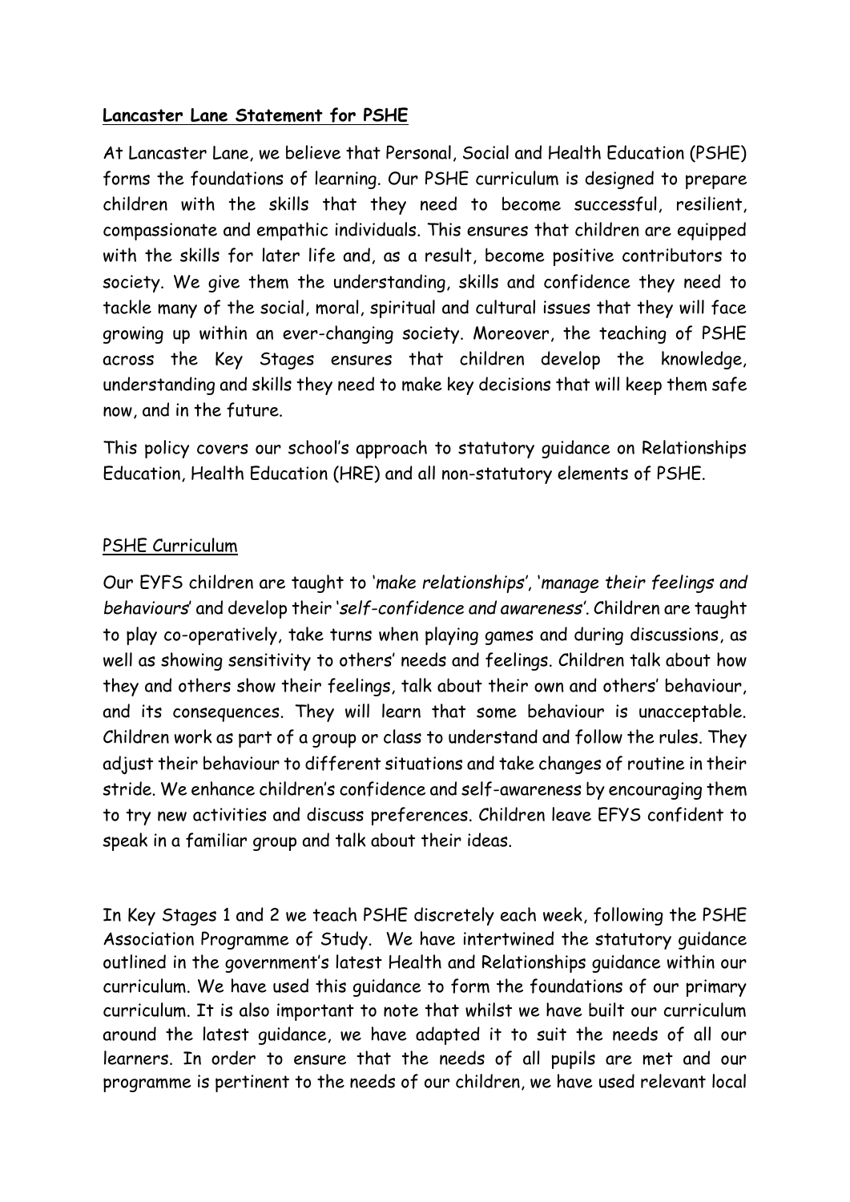**Lancaster Lane Statement for PSHE**

At Lancaster Lane, we believe that Personal, Social and Health Education (PSHE) forms the foundations of learning. Our PSHE curriculum is designed to prepare children with the skills that they need to become successful, resilient, compassionate and empathic individuals. This ensures that children are equipped with the skills for later life and, as a result, become positive contributors to society. We give them the understanding, skills and confidence they need to tackle many of the social, moral, spiritual and cultural issues that they will face growing up within an ever-changing society. Moreover, the teaching of PSHE across the Key Stages ensures that children develop the knowledge, understanding and skills they need to make key decisions that will keep them safe now, and in the future.

This policy covers our school's approach to statutory guidance on Relationships Education, Health Education (HRE) and all non-statutory elements of PSHE.

PSHE Curriculum

Our EYFS children are taught to '*make relationships*', '*manage their feelings and behaviours*' and develop their '*self-confidence and awareness*'. Children are taught to play co-operatively, take turns when playing games and during discussions, as well as showing sensitivity to others' needs and feelings. Children talk about how they and others show their feelings, talk about their own and others' behaviour, and its consequences. They will learn that some behaviour is unacceptable. Children work as part of a group or class to understand and follow the rules. They adjust their behaviour to different situations and take changes of routine in their stride. We enhance children's confidence and self-awareness by encouraging them to try new activities and discuss preferences. Children leave EFYS confident to speak in a familiar group and talk about their ideas.

In Key Stages 1 and 2 we teach PSHE discretely each week, following the PSHE Association Programme of Study. We have intertwined the statutory guidance outlined in the government's latest Health and Relationships guidance within our curriculum. We have used this guidance to form the foundations of our primary curriculum. It is also important to note that whilst we have built our curriculum around the latest guidance, we have adapted it to suit the needs of all our learners. In order to ensure that the needs of all pupils are met and our programme is pertinent to the needs of our children, we have used relevant local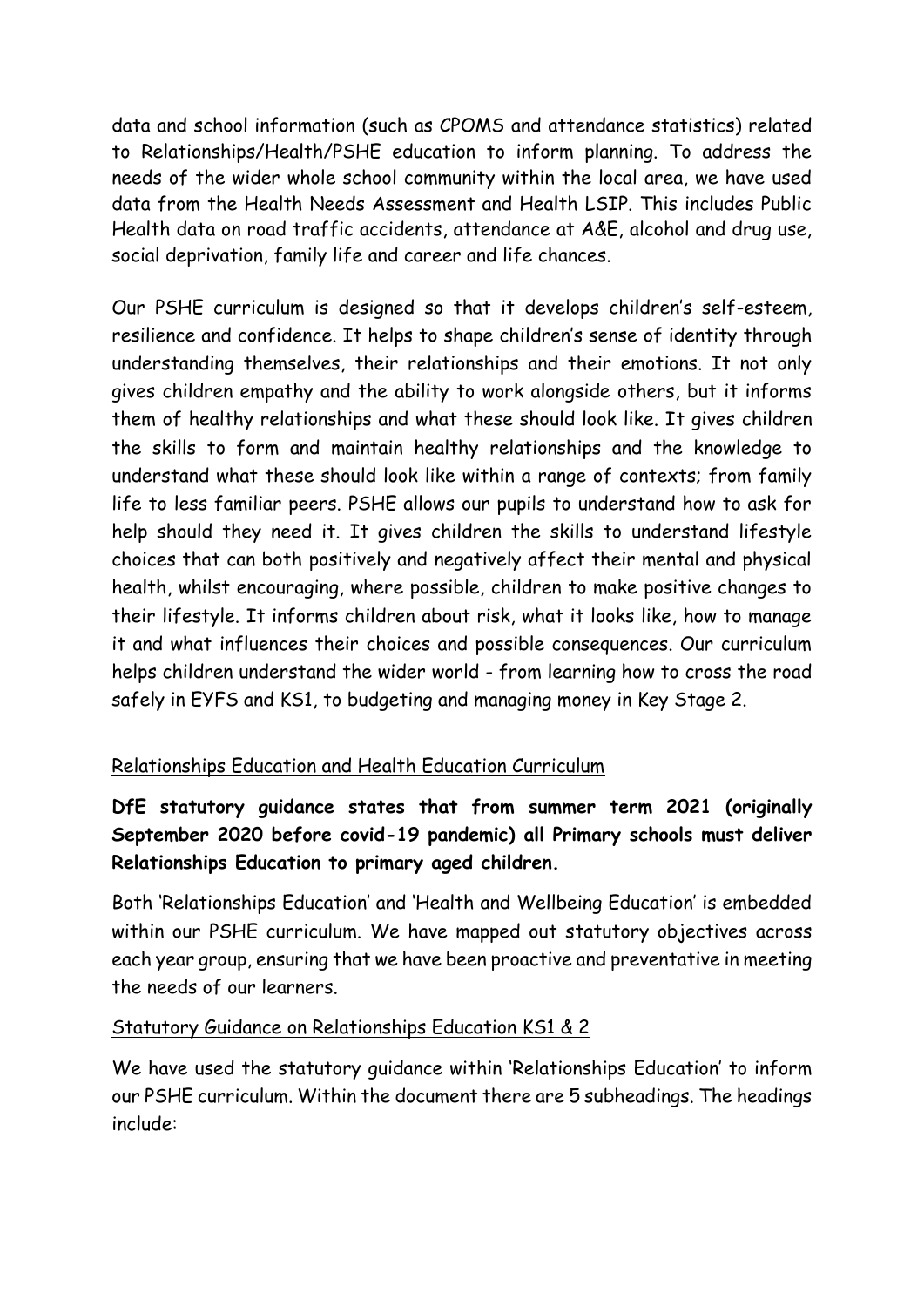data and school information (such as CPOMS and attendance statistics) related to Relationships/Health/PSHE education to inform planning. To address the needs of the wider whole school community within the local area, we have used data from the Health Needs Assessment and Health LSIP. This includes Public Health data on road traffic accidents, attendance at A&E, alcohol and drug use, social deprivation, family life and career and life chances.

Our PSHE curriculum is designed so that it develops children's self-esteem, resilience and confidence. It helps to shape children's sense of identity through understanding themselves, their relationships and their emotions. It not only gives children empathy and the ability to work alongside others, but it informs them of healthy relationships and what these should look like. It gives children the skills to form and maintain healthy relationships and the knowledge to understand what these should look like within a range of contexts; from family life to less familiar peers. PSHE allows our pupils to understand how to ask for help should they need it. It gives children the skills to understand lifestyle choices that can both positively and negatively affect their mental and physical health, whilst encouraging, where possible, children to make positive changes to their lifestyle. It informs children about risk, what it looks like, how to manage it and what influences their choices and possible consequences. Our curriculum helps children understand the wider world - from learning how to cross the road safely in EYFS and KS1, to budgeting and managing money in Key Stage 2.

<u>Relationships Education and Health Education Curriculum</u>

**DfE statutory guidance states that from summer term 2021 (originally September 2020 before covid-19 pandemic) all Primary schools must deliver Relationships Education to primary aged children.**

Both 'Relationships Education' and 'Health and Wellbeing Education' is embedded within our PSHE curriculum. We have mapped out statutory objectives across each year group, ensuring that we have been proactive and preventative in meeting the needs of our learners.

<u>Statutory Guidance on Relationships Education KS1 & 2</u>

We have used the statutory guidance within 'Relationships Education' to inform our PSHE curriculum. Within the document there are 5 subheadings. The headings include: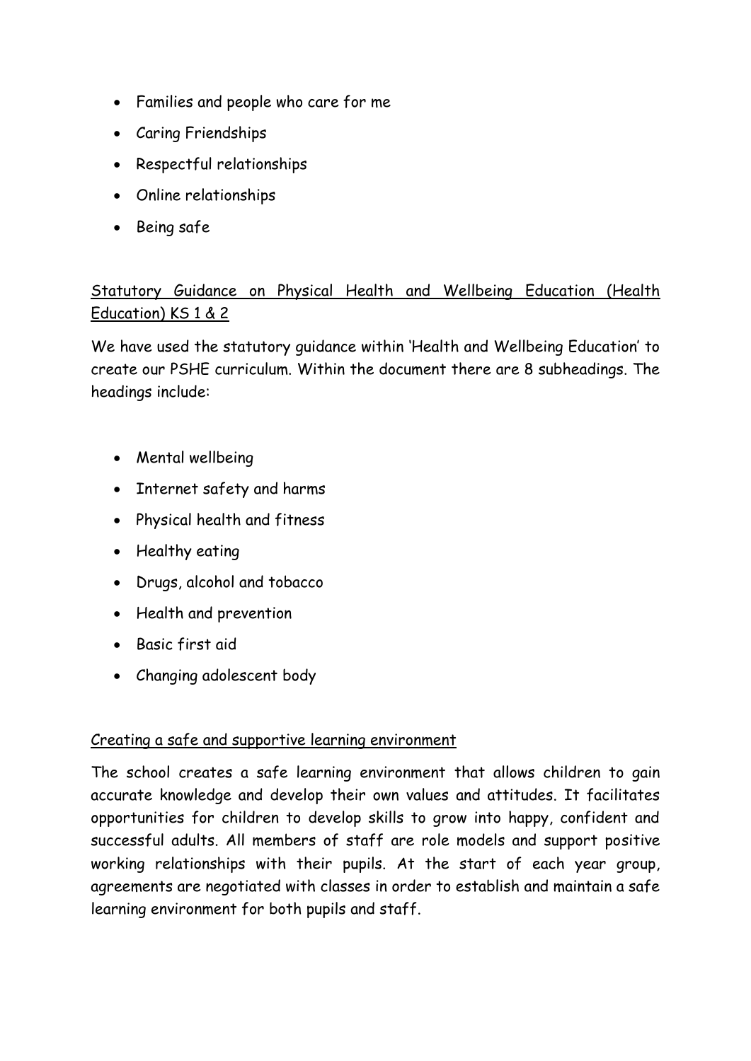- Families and people who care for me
- Caring Friendships
- Respectful relationships
- Online relationships
- Being safe

## Statutory Guidance on Physical Health and Wellbeing Education (Health Education) KS 1 & 2

We have used the statutory guidance within 'Health and Wellbeing Education' to create our PSHE curriculum. Within the document there are 8 subheadings. The headings include:

- Mental wellbeing
- Internet safety and harms
- Physical health and fitness
- Healthy eating
- Drugs, alcohol and tobacco
- Health and prevention
- Basic first aid
- Changing adolescent body

## Creating a safe and supportive learning environment

The school creates a safe learning environment that allows children to gain accurate knowledge and develop their own values and attitudes. It facilitates opportunities for children to develop skills to grow into happy, confident and successful adults. All members of staff are role models and support positive working relationships with their pupils. At the start of each year group, agreements are negotiated with classes in order to establish and maintain a safe learning environment for both pupils and staff.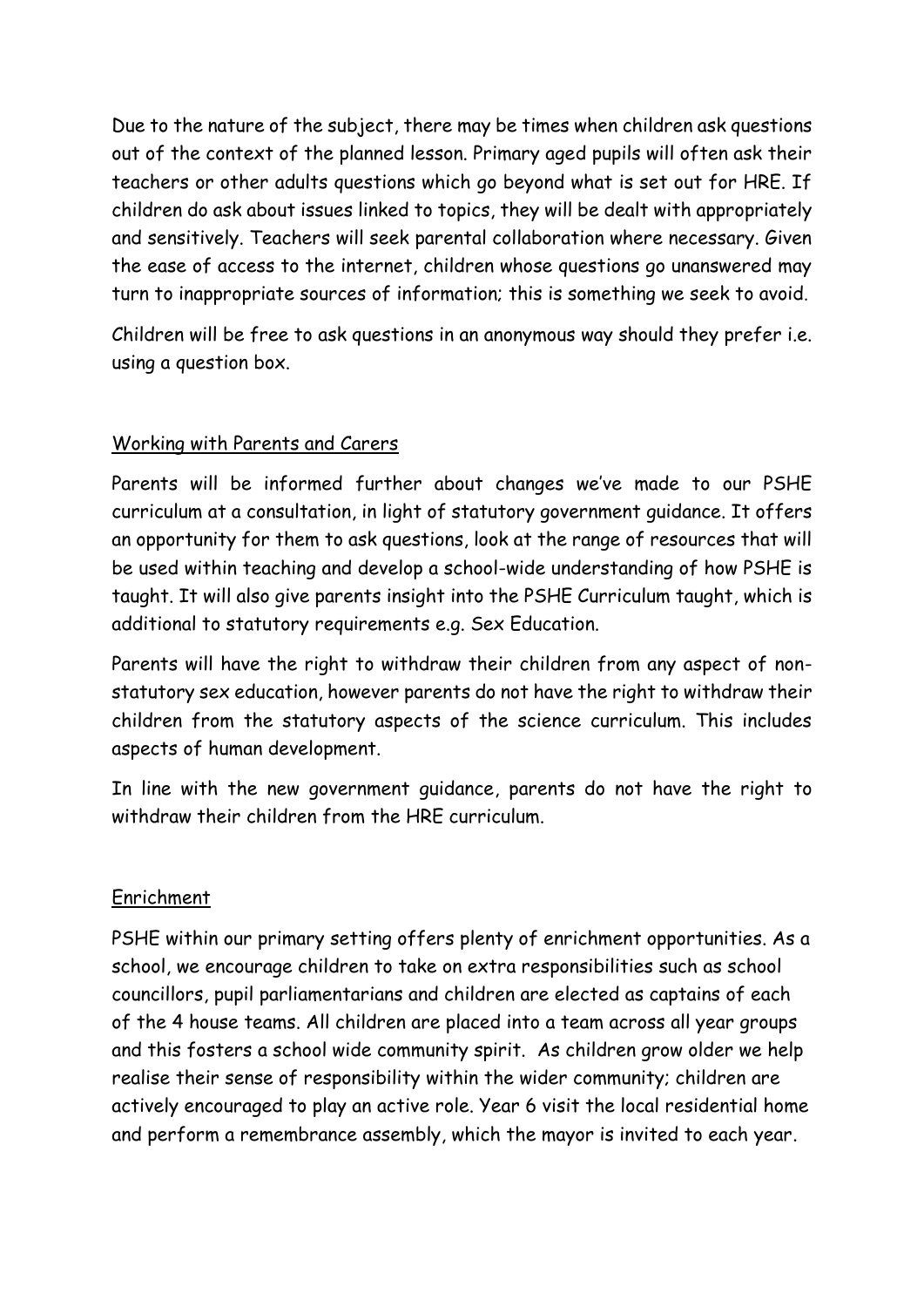Due to the nature of the subject, there may be times when children ask questions out of the context of the planned lesson. Primary aged pupils will often ask their teachers or other adults questions which go beyond what is set out for HRE. If children do ask about issues linked to topics, they will be dealt with appropriately and sensitively. Teachers will seek parental collaboration where necessary. Given the ease of access to the internet, children whose questions go unanswered may turn to inappropriate sources of information; this is something we seek to avoid.

Children will be free to ask questions in an anonymous way should they prefer i.e. using a question box.

## Working with Parents and Carers

Parents will be informed further about changes we've made to our PSHE curriculum at a consultation, in light of statutory government guidance. It offers an opportunity for them to ask questions, look at the range of resources that will be used within teaching and develop a school-wide understanding of how PSHE is taught. It will also give parents insight into the PSHE Curriculum taught, which is additional to statutory requirements e.g. Sex Education.

Parents will have the right to withdraw their children from any aspect of non-statutory sex education, however parents do not have the right to withdraw their children from the statutory aspects of the science curriculum. This includes aspects of human development.

In line with the new government guidance, parents do not have the right to withdraw their children from the HRE curriculum.

## Enrichment

PSHE within our primary setting offers plenty of enrichment opportunities. As a school, we encourage children to take on extra responsibilities such as school councillors, pupil parliamentarians and children are elected as captains of each of the 4 house teams. All children are placed into a team across all year groups and this fosters a school wide community spirit. As children grow older we help realise their sense of responsibility within the wider community; children are actively encouraged to play an active role. Year 6 visit the local residential home and perform a remembrance assembly, which the mayor is invited to each year.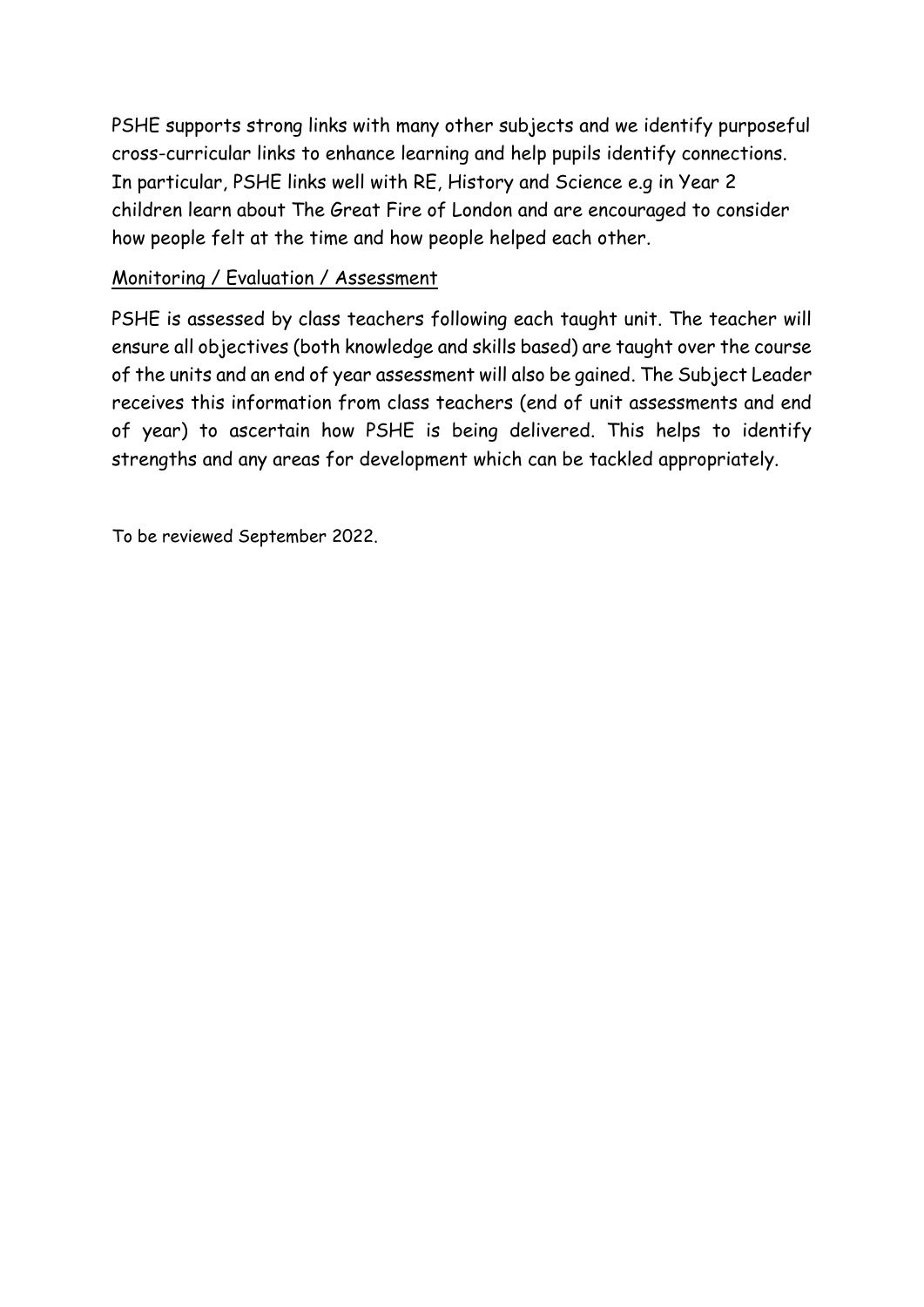PSHE supports strong links with many other subjects and we identify purposeful cross-curricular links to enhance learning and help pupils identify connections. In particular, PSHE links well with RE, History and Science e.g in Year 2 children learn about The Great Fire of London and are encouraged to consider how people felt at the time and how people helped each other.

<u>Monitoring / Evaluation / Assessment</u>

PSHE is assessed by class teachers following each taught unit. The teacher will ensure all objectives (both knowledge and skills based) are taught over the course of the units and an end of year assessment will also be gained. The Subject Leader receives this information from class teachers (end of unit assessments and end of year) to ascertain how PSHE is being delivered. This helps to identify strengths and any areas for development which can be tackled appropriately.

To be reviewed September 2022.